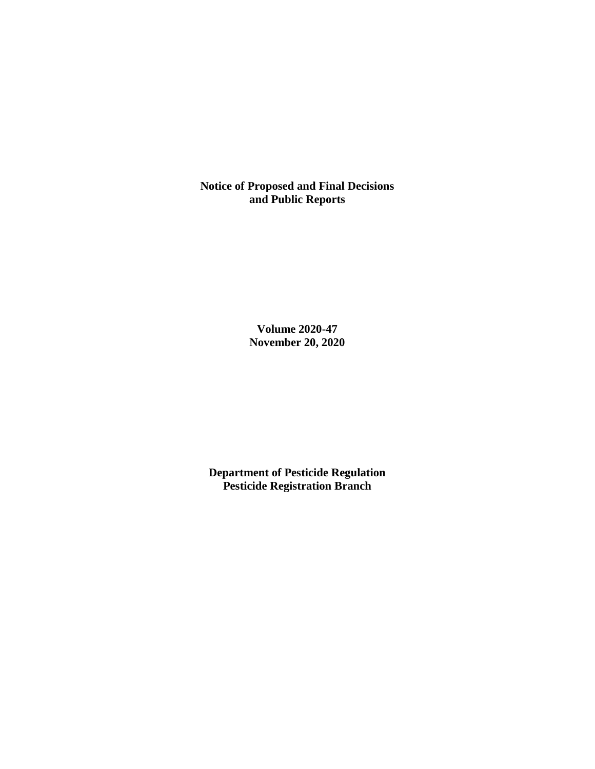**Notice of Proposed and Final Decisions and Public Reports**

**Volume 2020-47**
**November 20, 2020**

**Department of Pesticide Regulation**
**Pesticide Registration Branch**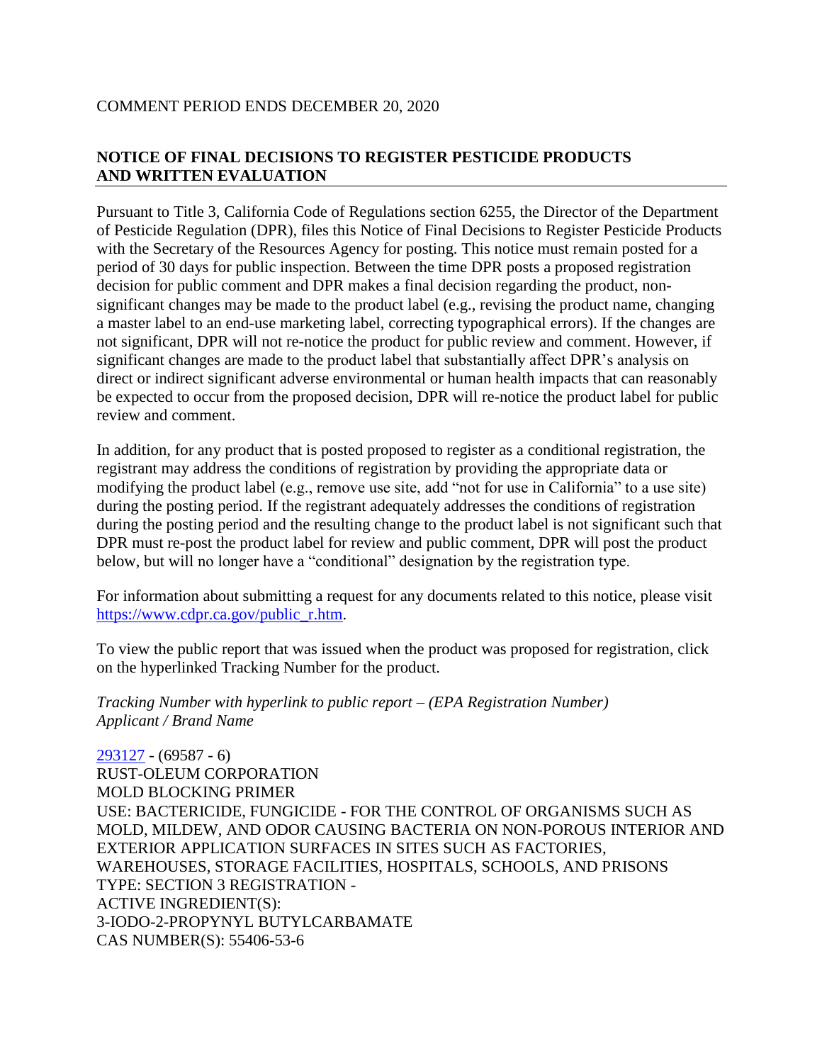COMMENT PERIOD ENDS DECEMBER 20, 2020

## NOTICE OF FINAL DECISIONS TO REGISTER PESTICIDE PRODUCTS AND WRITTEN EVALUATION

Pursuant to Title 3, California Code of Regulations section 6255, the Director of the Department of Pesticide Regulation (DPR), files this Notice of Final Decisions to Register Pesticide Products with the Secretary of the Resources Agency for posting. This notice must remain posted for a period of 30 days for public inspection. Between the time DPR posts a proposed registration decision for public comment and DPR makes a final decision regarding the product, non-significant changes may be made to the product label (e.g., revising the product name, changing a master label to an end-use marketing label, correcting typographical errors). If the changes are not significant, DPR will not re-notice the product for public review and comment. However, if significant changes are made to the product label that substantially affect DPR's analysis on direct or indirect significant adverse environmental or human health impacts that can reasonably be expected to occur from the proposed decision, DPR will re-notice the product label for public review and comment.

In addition, for any product that is posted proposed to register as a conditional registration, the registrant may address the conditions of registration by providing the appropriate data or modifying the product label (e.g., remove use site, add "not for use in California" to a use site) during the posting period. If the registrant adequately addresses the conditions of registration during the posting period and the resulting change to the product label is not significant such that DPR must re-post the product label for review and public comment, DPR will post the product below, but will no longer have a "conditional" designation by the registration type.

For information about submitting a request for any documents related to this notice, please visit https://www.cdpr.ca.gov/public_r.htm.

To view the public report that was issued when the product was proposed for registration, click on the hyperlinked Tracking Number for the product.

*Tracking Number with hyperlink to public report – (EPA Registration Number)*
*Applicant / Brand Name*

293127 - (69587 - 6)
RUST-OLEUM CORPORATION
MOLD BLOCKING PRIMER
USE: BACTERICIDE, FUNGICIDE - FOR THE CONTROL OF ORGANISMS SUCH AS MOLD, MILDEW, AND ODOR CAUSING BACTERIA ON NON-POROUS INTERIOR AND EXTERIOR APPLICATION SURFACES IN SITES SUCH AS FACTORIES, WAREHOUSES, STORAGE FACILITIES, HOSPITALS, SCHOOLS, AND PRISONS
TYPE: SECTION 3 REGISTRATION -
ACTIVE INGREDIENT(S):
3-IODO-2-PROPYNYL BUTYLCARBAMATE
CAS NUMBER(S): 55406-53-6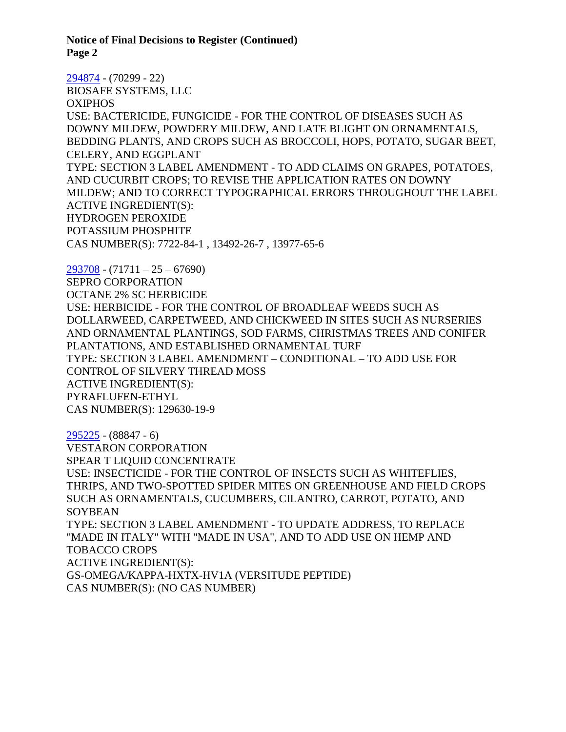294874 - (70299 - 22)
BIOSAFE SYSTEMS, LLC
OXIPHOS
USE: BACTERICIDE, FUNGICIDE - FOR THE CONTROL OF DISEASES SUCH AS DOWNY MILDEW, POWDERY MILDEW, AND LATE BLIGHT ON ORNAMENTALS, BEDDING PLANTS, AND CROPS SUCH AS BROCCOLI, HOPS, POTATO, SUGAR BEET, CELERY, AND EGGPLANT
TYPE: SECTION 3 LABEL AMENDMENT - TO ADD CLAIMS ON GRAPES, POTATOES, AND CUCURBIT CROPS; TO REVISE THE APPLICATION RATES ON DOWNY MILDEW; AND TO CORRECT TYPOGRAPHICAL ERRORS THROUGHOUT THE LABEL
ACTIVE INGREDIENT(S):
HYDROGEN PEROXIDE
POTASSIUM PHOSPHITE
CAS NUMBER(S): 7722-84-1 , 13492-26-7 , 13977-65-6

293708 - (71711 – 25 – 67690)
SEPRO CORPORATION
OCTANE 2% SC HERBICIDE
USE: HERBICIDE - FOR THE CONTROL OF BROADLEAF WEEDS SUCH AS DOLLARWEED, CARPETWEED, AND CHICKWEED IN SITES SUCH AS NURSERIES AND ORNAMENTAL PLANTINGS, SOD FARMS, CHRISTMAS TREES AND CONIFER PLANTATIONS, AND ESTABLISHED ORNAMENTAL TURF
TYPE: SECTION 3 LABEL AMENDMENT – CONDITIONAL – TO ADD USE FOR CONTROL OF SILVERY THREAD MOSS
ACTIVE INGREDIENT(S):
PYRAFLUFEN-ETHYL
CAS NUMBER(S): 129630-19-9

295225 - (88847 - 6)
VESTARON CORPORATION
SPEAR T LIQUID CONCENTRATE
USE: INSECTICIDE - FOR THE CONTROL OF INSECTS SUCH AS WHITEFLIES, THRIPS, AND TWO-SPOTTED SPIDER MITES ON GREENHOUSE AND FIELD CROPS SUCH AS ORNAMENTALS, CUCUMBERS, CILANTRO, CARROT, POTATO, AND SOYBEAN
TYPE: SECTION 3 LABEL AMENDMENT - TO UPDATE ADDRESS, TO REPLACE "MADE IN ITALY" WITH "MADE IN USA", AND TO ADD USE ON HEMP AND TOBACCO CROPS
ACTIVE INGREDIENT(S):
GS-OMEGA/KAPPA-HXTX-HV1A (VERSITUDE PEPTIDE)
CAS NUMBER(S): (NO CAS NUMBER)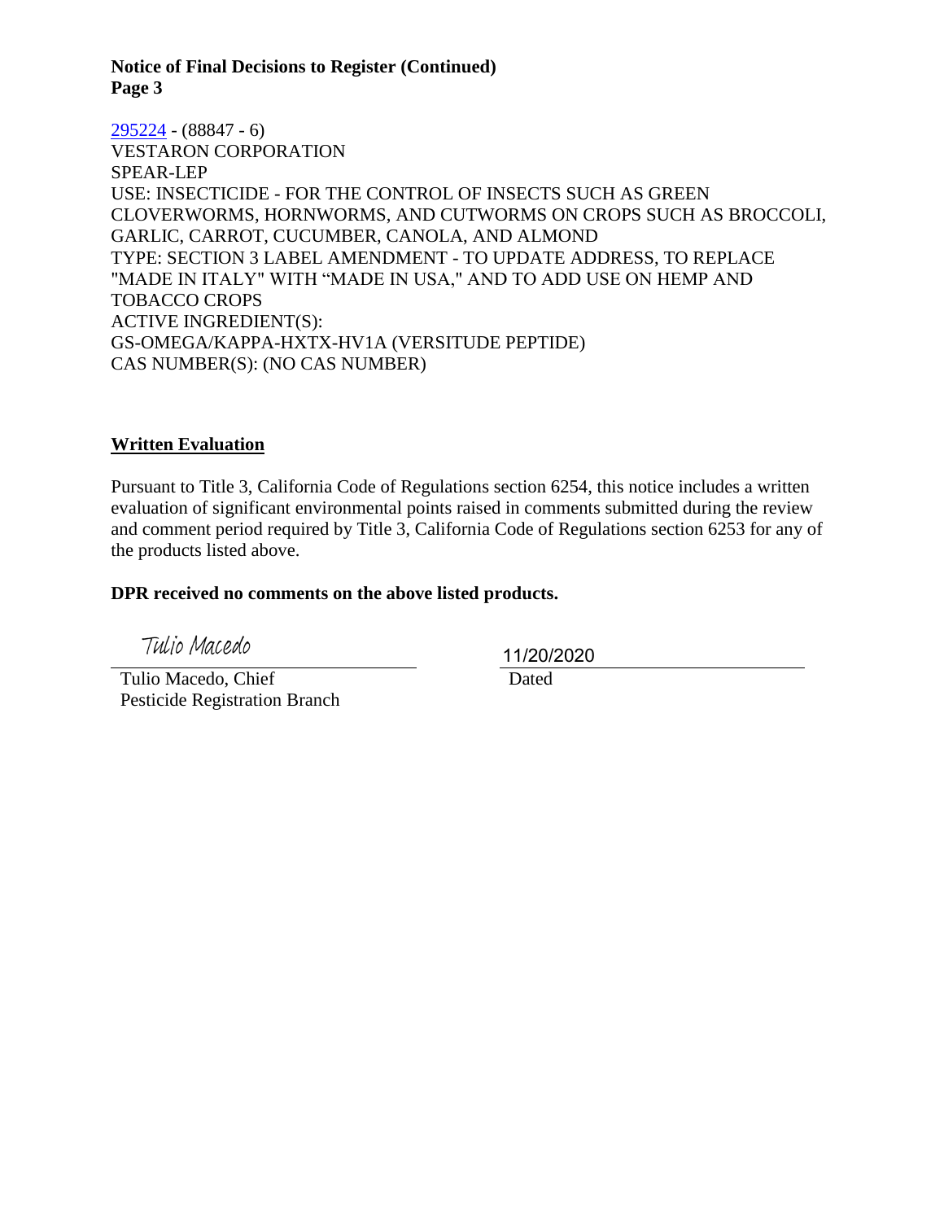**Notice of Final Decisions to Register (Continued)**
**Page 3**

295224 - (88847 - 6)
VESTARON CORPORATION
SPEAR-LEP
USE: INSECTICIDE - FOR THE CONTROL OF INSECTS SUCH AS GREEN CLOVERWORMS, HORNWORMS, AND CUTWORMS ON CROPS SUCH AS BROCCOLI, GARLIC, CARROT, CUCUMBER, CANOLA, AND ALMOND
TYPE: SECTION 3 LABEL AMENDMENT - TO UPDATE ADDRESS, TO REPLACE "MADE IN ITALY" WITH "MADE IN USA," AND TO ADD USE ON HEMP AND TOBACCO CROPS
ACTIVE INGREDIENT(S):
GS-OMEGA/KAPPA-HXTX-HV1A (VERSITUDE PEPTIDE)
CAS NUMBER(S): (NO CAS NUMBER)

## Written Evaluation

Pursuant to Title 3, California Code of Regulations section 6254, this notice includes a written evaluation of significant environmental points raised in comments submitted during the review and comment period required by Title 3, California Code of Regulations section 6253 for any of the products listed above.

**DPR received no comments on the above listed products.**

Tulio Macedo

Tulio Macedo, Chief
Pesticide Registration Branch

11/20/2020
Dated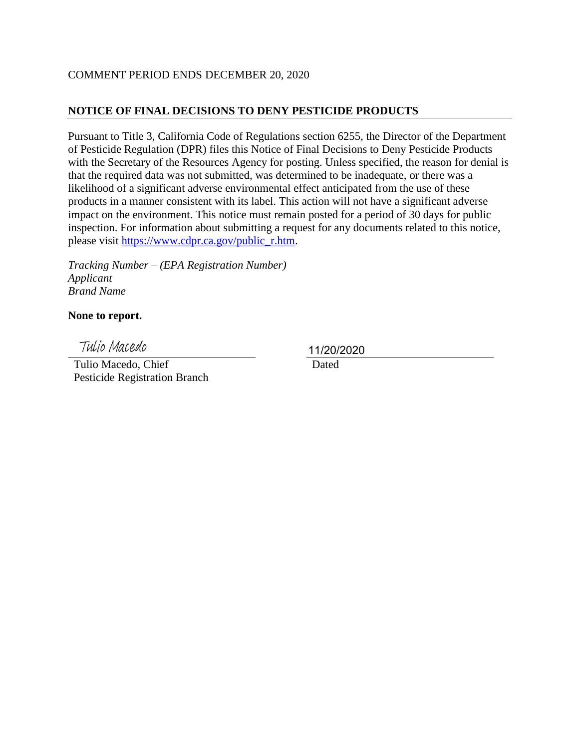COMMENT PERIOD ENDS DECEMBER 20, 2020

## NOTICE OF FINAL DECISIONS TO DENY PESTICIDE PRODUCTS

Pursuant to Title 3, California Code of Regulations section 6255, the Director of the Department of Pesticide Regulation (DPR) files this Notice of Final Decisions to Deny Pesticide Products with the Secretary of the Resources Agency for posting. Unless specified, the reason for denial is that the required data was not submitted, was determined to be inadequate, or there was a likelihood of a significant adverse environmental effect anticipated from the use of these products in a manner consistent with its label. This action will not have a significant adverse impact on the environment. This notice must remain posted for a period of 30 days for public inspection. For information about submitting a request for any documents related to this notice, please visit https://www.cdpr.ca.gov/public_r.htm.

*Tracking Number – (EPA Registration Number)*
*Applicant*
*Brand Name*

**None to report.**

Tulio Macedo

Tulio Macedo, Chief
Pesticide Registration Branch

11/20/2020

Dated